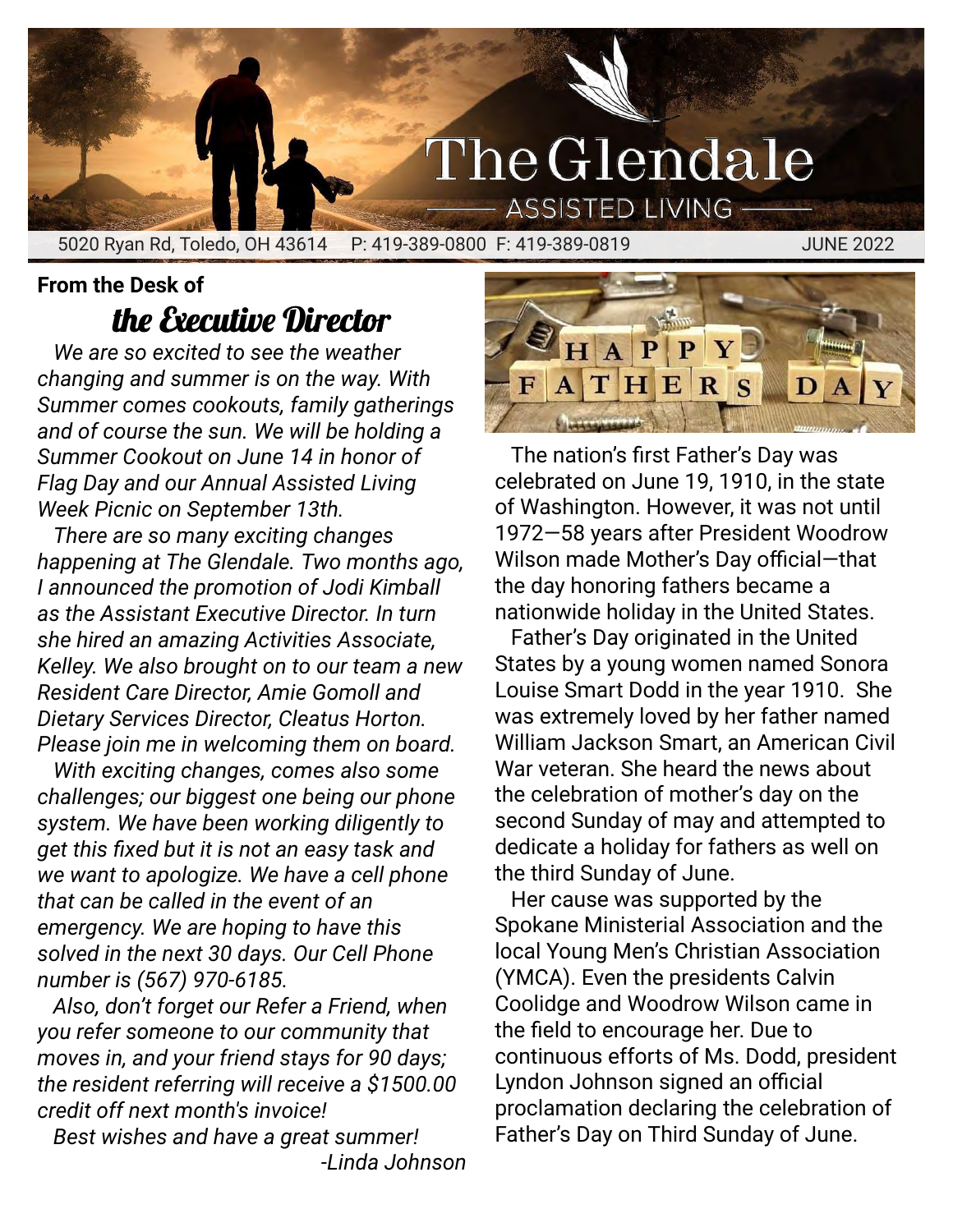# The Glendale

ASSISTED LIVING

5020 Ryan Rd, Toledo, OH 43614 P: 419-389-0800 F: 419-389-0819 JUNE 2022

**From the Desk of**

## the Executive Director

*We are so excited to see the weather changing and summer is on the way. With Summer comes cookouts, family gatherings and of course the sun. We will be holding a Summer Cookout on June 14 in honor of Flag Day and our Annual Assisted Living Week Picnic on September 13th.*

*There are so many exciting changes happening at The Glendale. Two months ago, I announced the promotion of Jodi Kimball as the Assistant Executive Director. In turn she hired an amazing Activities Associate, Kelley. We also brought on to our team a new Resident Care Director, Amie Gomoll and Dietary Services Director, Cleatus Horton. Please join me in welcoming them on board.*

*With exciting changes, comes also some challenges; our biggest one being our phone system. We have been working diligently to get this fixed but it is not an easy task and we want to apologize. We have a cell phone that can be called in the event of an emergency. We are hoping to have this solved in the next 30 days. Our Cell Phone number is (567) 970-6185.*

*Also, don't forget our Refer a Friend, when you refer someone to our community that moves in, and your friend stays for 90 days; the resident referring will receive a $1500.00 credit off next month's invoice!*

*Best wishes and have a great summer!*

*-Linda Johnson*

HAPPY FATHERS DAY

The nation's first Father's Day was celebrated on June 19, 1910, in the state of Washington. However, it was not until 1972—58 years after President Woodrow Wilson made Mother's Day official—that the day honoring fathers became a nationwide holiday in the United States.

Father's Day originated in the United States by a young women named Sonora Louise Smart Dodd in the year 1910. She was extremely loved by her father named William Jackson Smart, an American Civil War veteran. She heard the news about the celebration of mother's day on the second Sunday of may and attempted to dedicate a holiday for fathers as well on the third Sunday of June.

Her cause was supported by the Spokane Ministerial Association and the local Young Men's Christian Association (YMCA). Even the presidents Calvin Coolidge and Woodrow Wilson came in the field to encourage her. Due to continuous efforts of Ms. Dodd, president Lyndon Johnson signed an official proclamation declaring the celebration of Father's Day on Third Sunday of June.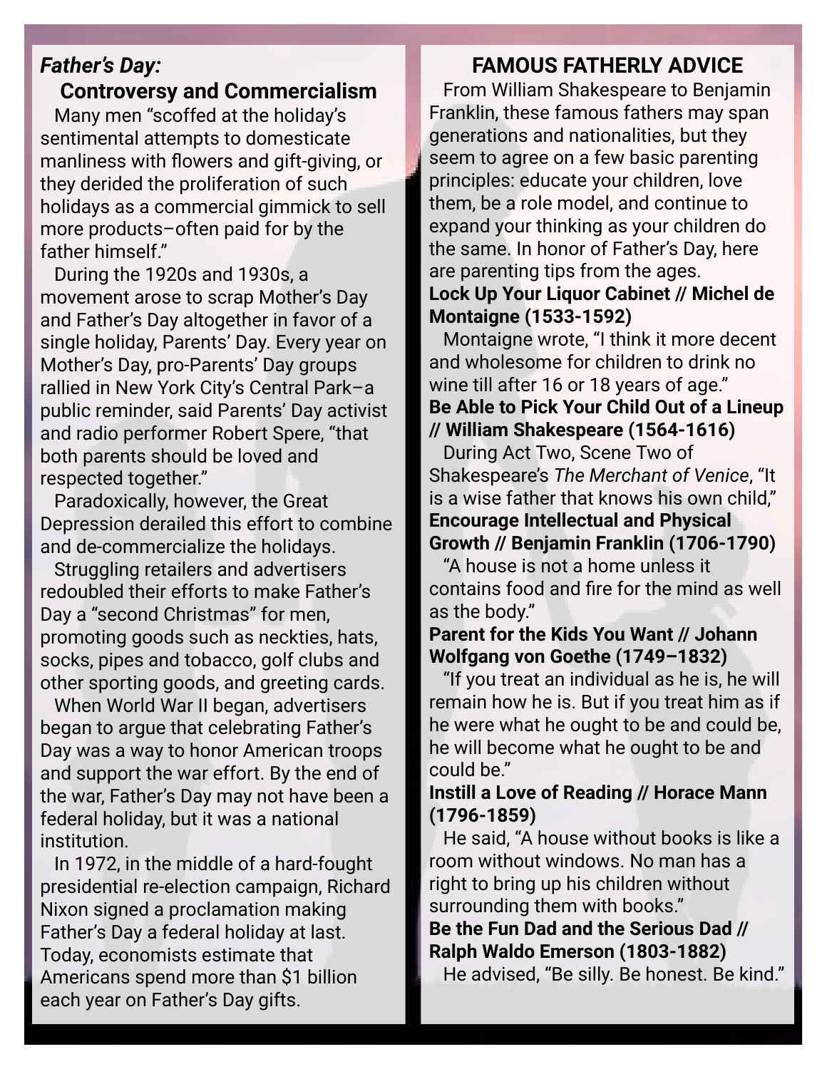## *Father's Day:* Controversy and Commercialism

Many men "scoffed at the holiday's sentimental attempts to domesticate manliness with flowers and gift-giving, or they derided the proliferation of such holidays as a commercial gimmick to sell more products–often paid for by the father himself."

During the 1920s and 1930s, a movement arose to scrap Mother's Day and Father's Day altogether in favor of a single holiday, Parents' Day. Every year on Mother's Day, pro-Parents' Day groups rallied in New York City's Central Park–a public reminder, said Parents' Day activist and radio performer Robert Spere, "that both parents should be loved and respected together."

Paradoxically, however, the Great Depression derailed this effort to combine and de-commercialize the holidays.

Struggling retailers and advertisers redoubled their efforts to make Father's Day a "second Christmas" for men, promoting goods such as neckties, hats, socks, pipes and tobacco, golf clubs and other sporting goods, and greeting cards.

When World War II began, advertisers began to argue that celebrating Father's Day was a way to honor American troops and support the war effort. By the end of the war, Father's Day may not have been a federal holiday, but it was a national institution.

In 1972, in the middle of a hard-fought presidential re-election campaign, Richard Nixon signed a proclamation making Father's Day a federal holiday at last. Today, economists estimate that Americans spend more than $1 billion each year on Father's Day gifts.

## FAMOUS FATHERLY ADVICE

From William Shakespeare to Benjamin Franklin, these famous fathers may span generations and nationalities, but they seem to agree on a few basic parenting principles: educate your children, love them, be a role model, and continue to expand your thinking as your children do the same. In honor of Father's Day, here are parenting tips from the ages.

**Lock Up Your Liquor Cabinet // Michel de Montaigne (1533-1592)**

Montaigne wrote, "I think it more decent and wholesome for children to drink no wine till after 16 or 18 years of age."

**Be Able to Pick Your Child Out of a Lineup // William Shakespeare (1564-1616)**

During Act Two, Scene Two of Shakespeare's *The Merchant of Venice*, "It is a wise father that knows his own child,"

**Encourage Intellectual and Physical Growth // Benjamin Franklin (1706-1790)**

"A house is not a home unless it contains food and fire for the mind as well as the body."

**Parent for the Kids You Want // Johann Wolfgang von Goethe (1749–1832)**

"If you treat an individual as he is, he will remain how he is. But if you treat him as if he were what he ought to be and could be, he will become what he ought to be and could be."

**Instill a Love of Reading // Horace Mann (1796-1859)**

He said, "A house without books is like a room without windows. No man has a right to bring up his children without surrounding them with books."

**Be the Fun Dad and the Serious Dad // Ralph Waldo Emerson (1803-1882)**

He advised, "Be silly. Be honest. Be kind."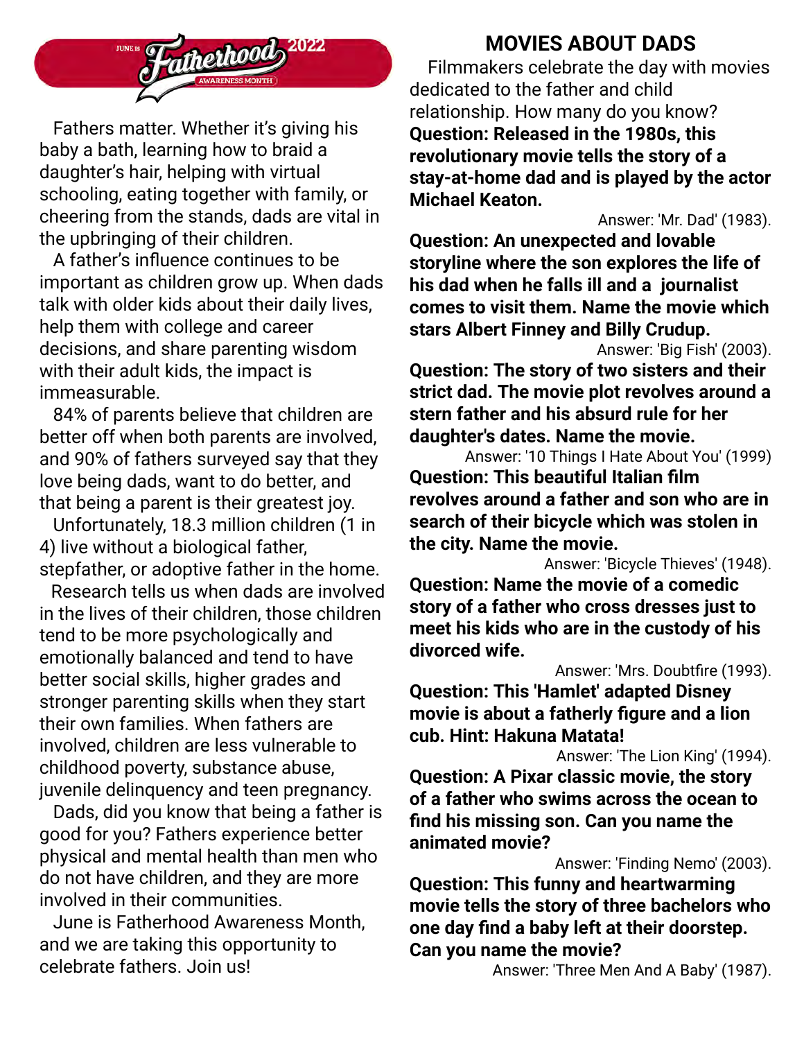# JUNE IS Fatherhood 2022 AWARENESS MONTH

Fathers matter. Whether it's giving his baby a bath, learning how to braid a daughter's hair, helping with virtual schooling, eating together with family, or cheering from the stands, dads are vital in the upbringing of their children.

A father's influence continues to be important as children grow up. When dads talk with older kids about their daily lives, help them with college and career decisions, and share parenting wisdom with their adult kids, the impact is immeasurable.

84% of parents believe that children are better off when both parents are involved, and 90% of fathers surveyed say that they love being dads, want to do better, and that being a parent is their greatest joy.

Unfortunately, 18.3 million children (1 in 4) live without a biological father, stepfather, or adoptive father in the home.

Research tells us when dads are involved in the lives of their children, those children tend to be more psychologically and emotionally balanced and tend to have better social skills, higher grades and stronger parenting skills when they start their own families. When fathers are involved, children are less vulnerable to childhood poverty, substance abuse, juvenile delinquency and teen pregnancy.

Dads, did you know that being a father is good for you? Fathers experience better physical and mental health than men who do not have children, and they are more involved in their communities.

June is Fatherhood Awareness Month, and we are taking this opportunity to celebrate fathers. Join us!

## MOVIES ABOUT DADS

Filmmakers celebrate the day with movies dedicated to the father and child relationship. How many do you know?

**Question: Released in the 1980s, this revolutionary movie tells the story of a stay-at-home dad and is played by the actor Michael Keaton.**

Answer: 'Mr. Dad' (1983).

**Question: An unexpected and lovable storyline where the son explores the life of his dad when he falls ill and a journalist comes to visit them. Name the movie which stars Albert Finney and Billy Crudup.**

Answer: 'Big Fish' (2003).

**Question: The story of two sisters and their strict dad. The movie plot revolves around a stern father and his absurd rule for her daughter's dates. Name the movie.**

Answer: '10 Things I Hate About You' (1999)

**Question: This beautiful Italian film revolves around a father and son who are in search of their bicycle which was stolen in the city. Name the movie.**

Answer: 'Bicycle Thieves' (1948).

**Question: Name the movie of a comedic story of a father who cross dresses just to meet his kids who are in the custody of his divorced wife.**

Answer: 'Mrs. Doubtfire (1993).

**Question: This 'Hamlet' adapted Disney movie is about a fatherly figure and a lion cub. Hint: Hakuna Matata!**

Answer: 'The Lion King' (1994).

**Question: A Pixar classic movie, the story of a father who swims across the ocean to find his missing son. Can you name the animated movie?**

Answer: 'Finding Nemo' (2003).

**Question: This funny and heartwarming movie tells the story of three bachelors who one day find a baby left at their doorstep. Can you name the movie?**

Answer: 'Three Men And A Baby' (1987).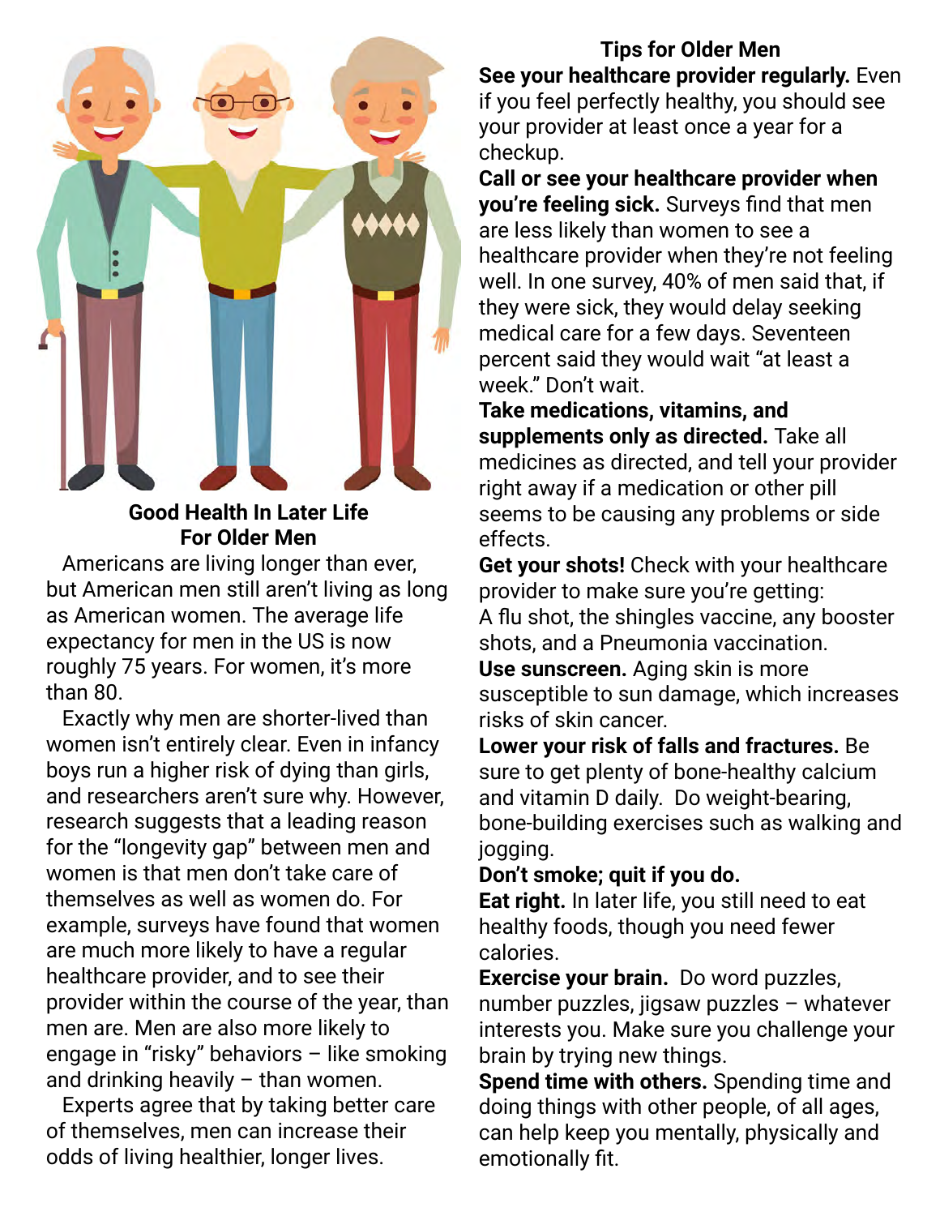## Good Health In Later Life For Older Men

Americans are living longer than ever, but American men still aren't living as long as American women. The average life expectancy for men in the US is now roughly 75 years. For women, it's more than 80.

Exactly why men are shorter-lived than women isn't entirely clear. Even in infancy boys run a higher risk of dying than girls, and researchers aren't sure why. However, research suggests that a leading reason for the "longevity gap" between men and women is that men don't take care of themselves as well as women do. For example, surveys have found that women are much more likely to have a regular healthcare provider, and to see their provider within the course of the year, than men are. Men are also more likely to engage in "risky" behaviors – like smoking and drinking heavily – than women.

Experts agree that by taking better care of themselves, men can increase their odds of living healthier, longer lives.

## Tips for Older Men

**See your healthcare provider regularly.** Even if you feel perfectly healthy, you should see your provider at least once a year for a checkup.

**Call or see your healthcare provider when you're feeling sick.** Surveys find that men are less likely than women to see a healthcare provider when they're not feeling well. In one survey, 40% of men said that, if they were sick, they would delay seeking medical care for a few days. Seventeen percent said they would wait "at least a week." Don't wait.

**Take medications, vitamins, and supplements only as directed.** Take all medicines as directed, and tell your provider right away if a medication or other pill seems to be causing any problems or side effects.

**Get your shots!** Check with your healthcare provider to make sure you're getting: A flu shot, the shingles vaccine, any booster shots, and a Pneumonia vaccination.

**Use sunscreen.** Aging skin is more susceptible to sun damage, which increases risks of skin cancer.

**Lower your risk of falls and fractures.** Be sure to get plenty of bone-healthy calcium and vitamin D daily. Do weight-bearing, bone-building exercises such as walking and jogging.

**Don't smoke; quit if you do.**

**Eat right.** In later life, you still need to eat healthy foods, though you need fewer calories.

**Exercise your brain.** Do word puzzles, number puzzles, jigsaw puzzles – whatever interests you. Make sure you challenge your brain by trying new things.

**Spend time with others.** Spending time and doing things with other people, of all ages, can help keep you mentally, physically and emotionally fit.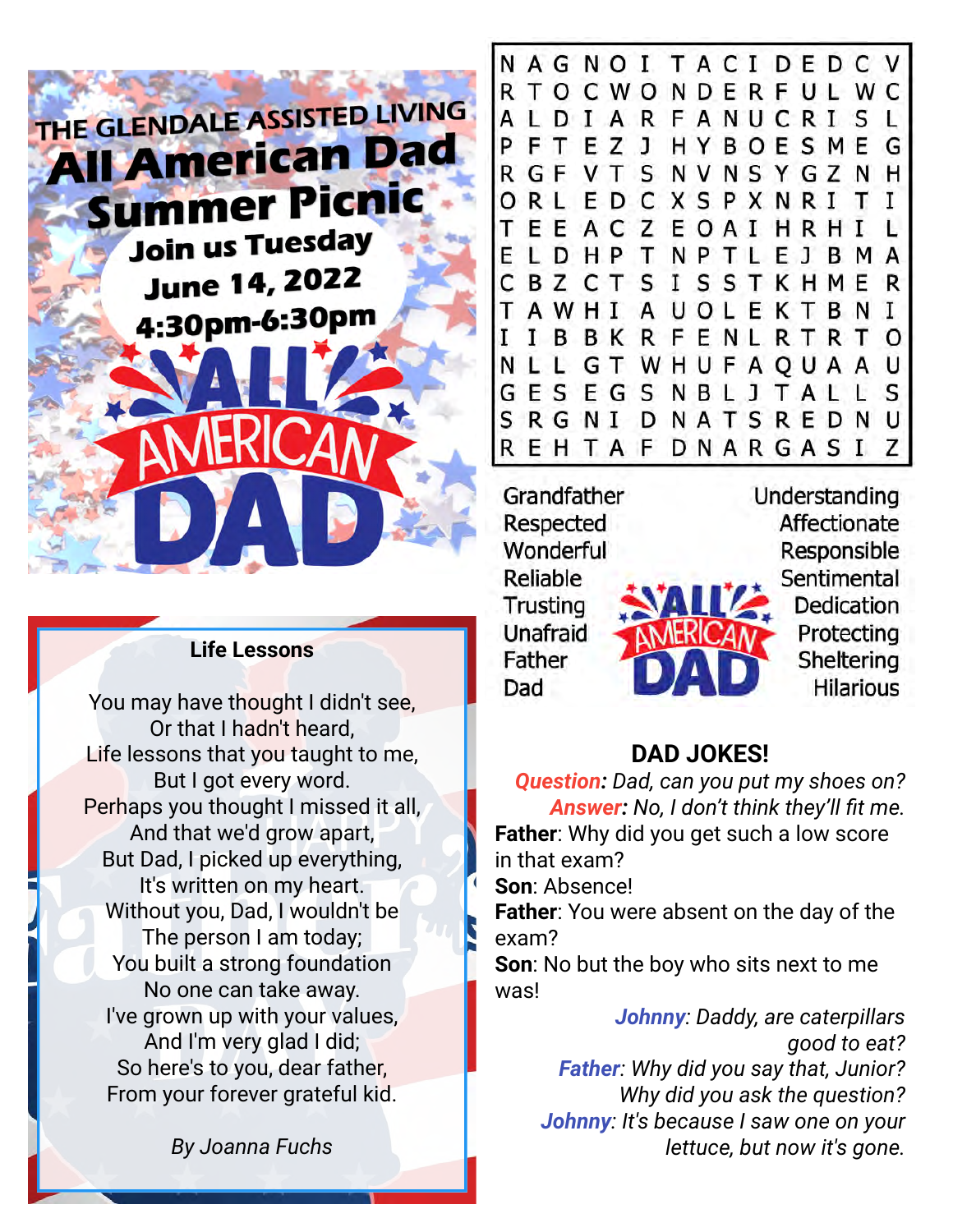# THE GLENDALE ASSISTED LIVING

# All American Dad Summer Picnic

**Join us Tuesday**
**June 14, 2022**
**4:30pm-6:30pm**

ALL AMERICAN DAD

## Life Lessons

You may have thought I didn't see,
Or that I hadn't heard,
Life lessons that you taught to me,
But I got every word.
Perhaps you thought I missed it all,
And that we'd grow apart,
But Dad, I picked up everything,
It's written on my heart.
Without you, Dad, I wouldn't be
The person I am today;
You built a strong foundation
No one can take away.
I've grown up with your values,
And I'm very glad I did;
So here's to you, dear father,
From your forever grateful kid.

*By Joanna Fuchs*

```
N A G N O I T A C I D E D C V
R T O C W O N D E R F U L W C
A L D I A R F A N U C R I S L
P F T E Z J H Y B O E S M E G
R G F V T S N V N S Y G Z N H
O R L E D C X S P X N R I T I
T E E A C Z E O A I H R H I L
E L D H P T N P T L E J B M A
C B Z C T S I S S T K H M E R
T A W H I A U O L E K T B N I
I I B B K R F E N L R T R T O
N L L G T W H U F A Q U A A U
G E S E G S N B L J T A L L S
S R G N I D N A T S R E D N U
R E H T A F D N A R G A S I Z
```

| | |
|---|---|
| Grandfather | Understanding |
| Respected | Affectionate |
| Wonderful | Responsible |
| Reliable | Sentimental |
| Trusting | Dedication |
| Unafraid | Protecting |
| Father | Sheltering |
| Dad | Hilarious |

## DAD JOKES!

***Question:*** *Dad, can you put my shoes on?*
***Answer:*** *No, I don't think they'll fit me.*

**Father**: Why did you get such a low score in that exam?
**Son**: Absence!
**Father**: You were absent on the day of the exam?
**Son**: No but the boy who sits next to me was!

***Johnny***: *Daddy, are caterpillars good to eat?*
***Father***: *Why did you say that, Junior? Why did you ask the question?*
***Johnny***: *It's because I saw one on your lettuce, but now it's gone.*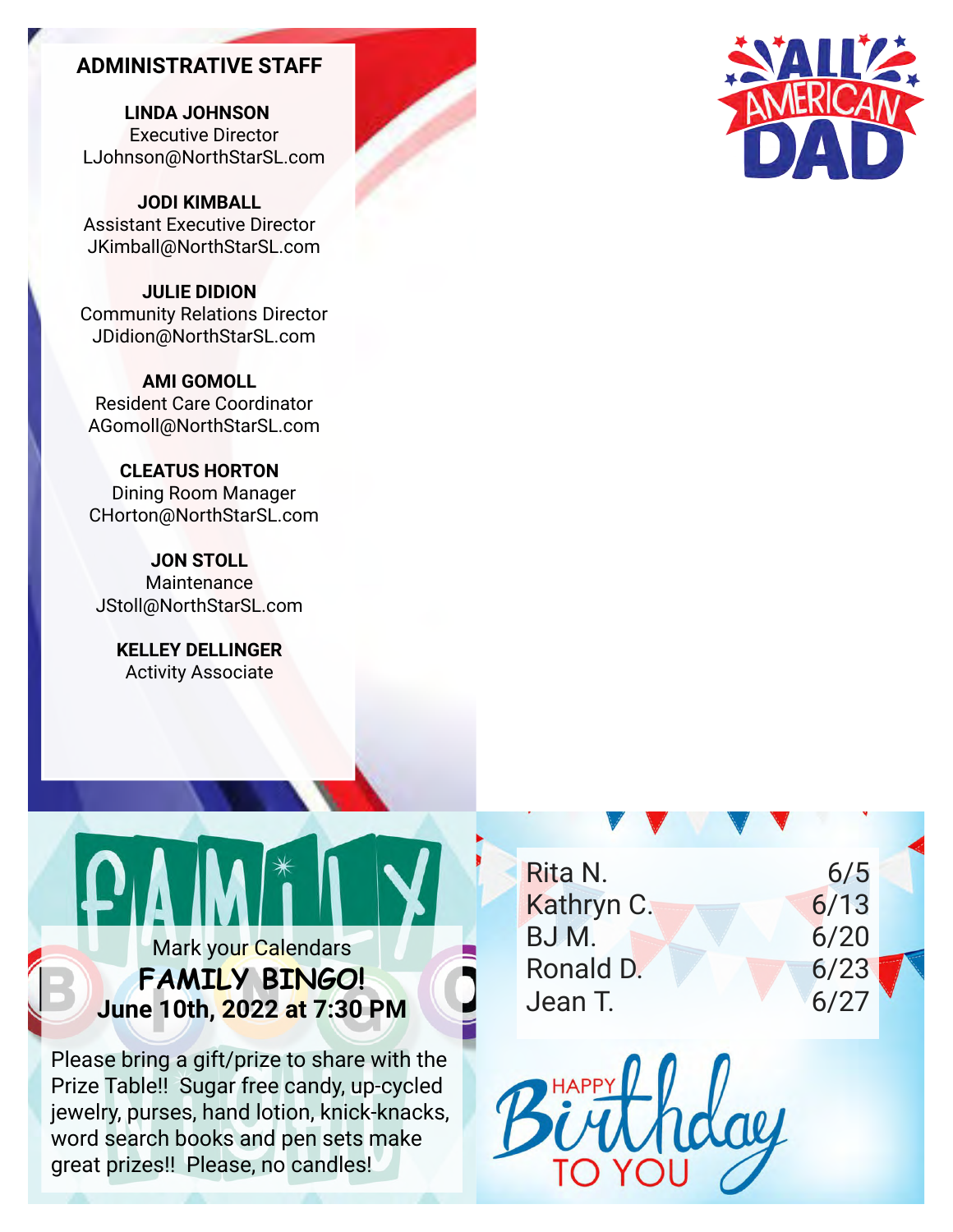## ADMINISTRATIVE STAFF

**LINDA JOHNSON**
Executive Director
LJohnson@NorthStarSL.com

**JODI KIMBALL**
Assistant Executive Director
JKimball@NorthStarSL.com

**JULIE DIDION**
Community Relations Director
JDidion@NorthStarSL.com

**AMI GOMOLL**
Resident Care Coordinator
AGomoll@NorthStarSL.com

**CLEATUS HORTON**
Dining Room Manager
CHorton@NorthStarSL.com

**JON STOLL**
Maintenance
JStoll@NorthStarSL.com

**KELLEY DELLINGER**
Activity Associate

ALL AMERICAN DAD

FAMILY

Mark your Calendars

**FAMILY BINGO!**

**June 10th, 2022 at 7:30 PM**

Please bring a gift/prize to share with the Prize Table!! Sugar free candy, up-cycled jewelry, purses, hand lotion, knick-knacks, word search books and pen sets make great prizes!! Please, no candles!

| | |
|---|---|
| Rita N. | 6/5 |
| Kathryn C. | 6/13 |
| BJ M. | 6/20 |
| Ronald D. | 6/23 |
| Jean T. | 6/27 |

HAPPY Birthday TO YOU